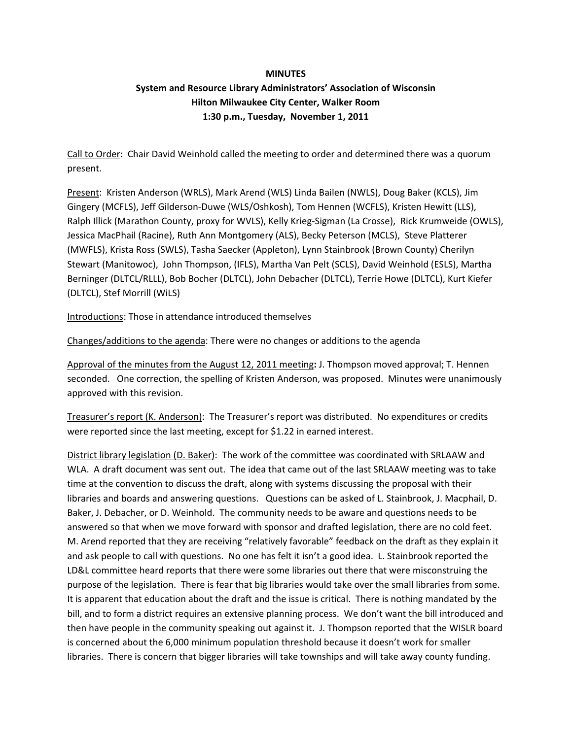**MINUTES**

**System and Resource Library Administrators' Association of Wisconsin**
**Hilton Milwaukee City Center, Walker Room**
**1:30 p.m., Tuesday, November 1, 2011**

Call to Order: Chair David Weinhold called the meeting to order and determined there was a quorum present.

Present: Kristen Anderson (WRLS), Mark Arend (WLS) Linda Bailen (NWLS), Doug Baker (KCLS), Jim Gingery (MCFLS), Jeff Gilderson-Duwe (WLS/Oshkosh), Tom Hennen (WCFLS), Kristen Hewitt (LLS), Ralph Illick (Marathon County, proxy for WVLS), Kelly Krieg-Sigman (La Crosse), Rick Krumweide (OWLS), Jessica MacPhail (Racine), Ruth Ann Montgomery (ALS), Becky Peterson (MCLS), Steve Platterer (MWFLS), Krista Ross (SWLS), Tasha Saecker (Appleton), Lynn Stainbrook (Brown County) Cherilyn Stewart (Manitowoc), John Thompson, (IFLS), Martha Van Pelt (SCLS), David Weinhold (ESLS), Martha Berninger (DLTCL/RLLL), Bob Bocher (DLTCL), John Debacher (DLTCL), Terrie Howe (DLTCL), Kurt Kiefer (DLTCL), Stef Morrill (WiLS)

Introductions: Those in attendance introduced themselves

Changes/additions to the agenda: There were no changes or additions to the agenda

Approval of the minutes from the August 12, 2011 meeting**:** J. Thompson moved approval; T. Hennen seconded. One correction, the spelling of Kristen Anderson, was proposed. Minutes were unanimously approved with this revision.

Treasurer's report (K. Anderson): The Treasurer's report was distributed. No expenditures or credits were reported since the last meeting, except for $1.22 in earned interest.

District library legislation (D. Baker): The work of the committee was coordinated with SRLAAW and WLA. A draft document was sent out. The idea that came out of the last SRLAAW meeting was to take time at the convention to discuss the draft, along with systems discussing the proposal with their libraries and boards and answering questions. Questions can be asked of L. Stainbrook, J. Macphail, D. Baker, J. Debacher, or D. Weinhold. The community needs to be aware and questions needs to be answered so that when we move forward with sponsor and drafted legislation, there are no cold feet. M. Arend reported that they are receiving "relatively favorable" feedback on the draft as they explain it and ask people to call with questions. No one has felt it isn't a good idea. L. Stainbrook reported the LD&L committee heard reports that there were some libraries out there that were misconstruing the purpose of the legislation. There is fear that big libraries would take over the small libraries from some. It is apparent that education about the draft and the issue is critical. There is nothing mandated by the bill, and to form a district requires an extensive planning process. We don't want the bill introduced and then have people in the community speaking out against it. J. Thompson reported that the WISLR board is concerned about the 6,000 minimum population threshold because it doesn't work for smaller libraries. There is concern that bigger libraries will take townships and will take away county funding.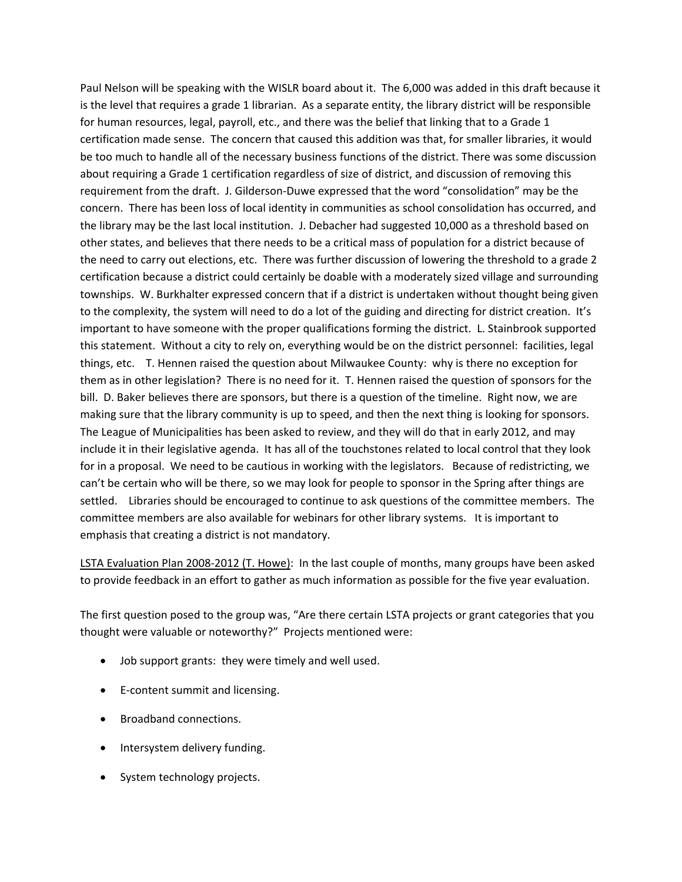Paul Nelson will be speaking with the WISLR board about it. The 6,000 was added in this draft because it is the level that requires a grade 1 librarian. As a separate entity, the library district will be responsible for human resources, legal, payroll, etc., and there was the belief that linking that to a Grade 1 certification made sense. The concern that caused this addition was that, for smaller libraries, it would be too much to handle all of the necessary business functions of the district. There was some discussion about requiring a Grade 1 certification regardless of size of district, and discussion of removing this requirement from the draft. J. Gilderson-Duwe expressed that the word "consolidation" may be the concern. There has been loss of local identity in communities as school consolidation has occurred, and the library may be the last local institution. J. Debacher had suggested 10,000 as a threshold based on other states, and believes that there needs to be a critical mass of population for a district because of the need to carry out elections, etc. There was further discussion of lowering the threshold to a grade 2 certification because a district could certainly be doable with a moderately sized village and surrounding townships. W. Burkhalter expressed concern that if a district is undertaken without thought being given to the complexity, the system will need to do a lot of the guiding and directing for district creation. It's important to have someone with the proper qualifications forming the district. L. Stainbrook supported this statement. Without a city to rely on, everything would be on the district personnel: facilities, legal things, etc. T. Hennen raised the question about Milwaukee County: why is there no exception for them as in other legislation? There is no need for it. T. Hennen raised the question of sponsors for the bill. D. Baker believes there are sponsors, but there is a question of the timeline. Right now, we are making sure that the library community is up to speed, and then the next thing is looking for sponsors. The League of Municipalities has been asked to review, and they will do that in early 2012, and may include it in their legislative agenda. It has all of the touchstones related to local control that they look for in a proposal. We need to be cautious in working with the legislators. Because of redistricting, we can't be certain who will be there, so we may look for people to sponsor in the Spring after things are settled. Libraries should be encouraged to continue to ask questions of the committee members. The committee members are also available for webinars for other library systems. It is important to emphasis that creating a district is not mandatory.

<u>LSTA Evaluation Plan 2008-2012 (T. Howe)</u>: In the last couple of months, many groups have been asked to provide feedback in an effort to gather as much information as possible for the five year evaluation.

The first question posed to the group was, "Are there certain LSTA projects or grant categories that you thought were valuable or noteworthy?" Projects mentioned were:

- Job support grants: they were timely and well used.
- E-content summit and licensing.
- Broadband connections.
- Intersystem delivery funding.
- System technology projects.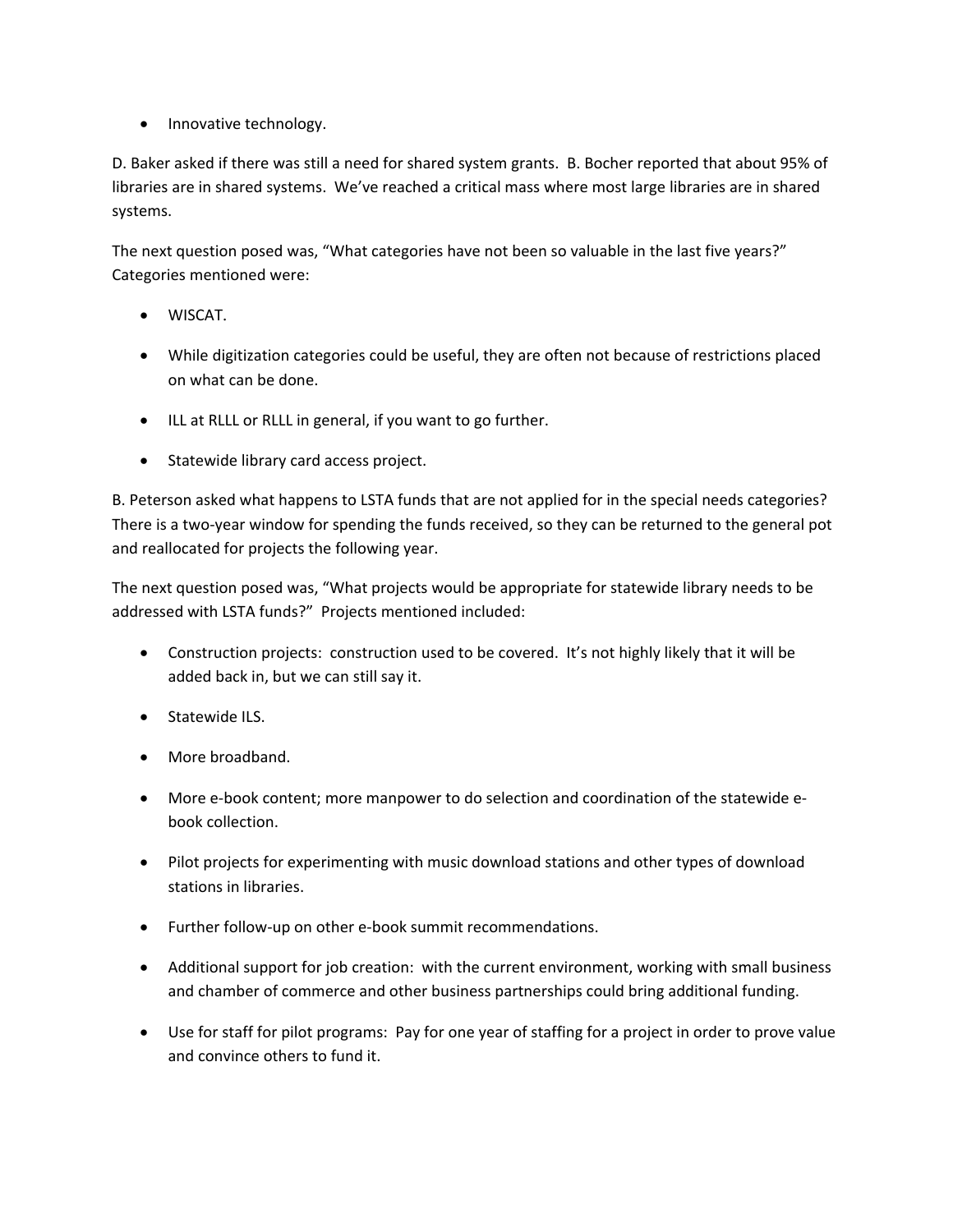- Innovative technology.

D. Baker asked if there was still a need for shared system grants. B. Bocher reported that about 95% of libraries are in shared systems. We've reached a critical mass where most large libraries are in shared systems.

The next question posed was, "What categories have not been so valuable in the last five years?" Categories mentioned were:

- WISCAT.
- While digitization categories could be useful, they are often not because of restrictions placed on what can be done.
- ILL at RLLL or RLLL in general, if you want to go further.
- Statewide library card access project.

B. Peterson asked what happens to LSTA funds that are not applied for in the special needs categories? There is a two-year window for spending the funds received, so they can be returned to the general pot and reallocated for projects the following year.

The next question posed was, "What projects would be appropriate for statewide library needs to be addressed with LSTA funds?" Projects mentioned included:

- Construction projects: construction used to be covered. It's not highly likely that it will be added back in, but we can still say it.
- Statewide ILS.
- More broadband.
- More e-book content; more manpower to do selection and coordination of the statewide e-book collection.
- Pilot projects for experimenting with music download stations and other types of download stations in libraries.
- Further follow-up on other e-book summit recommendations.
- Additional support for job creation: with the current environment, working with small business and chamber of commerce and other business partnerships could bring additional funding.
- Use for staff for pilot programs: Pay for one year of staffing for a project in order to prove value and convince others to fund it.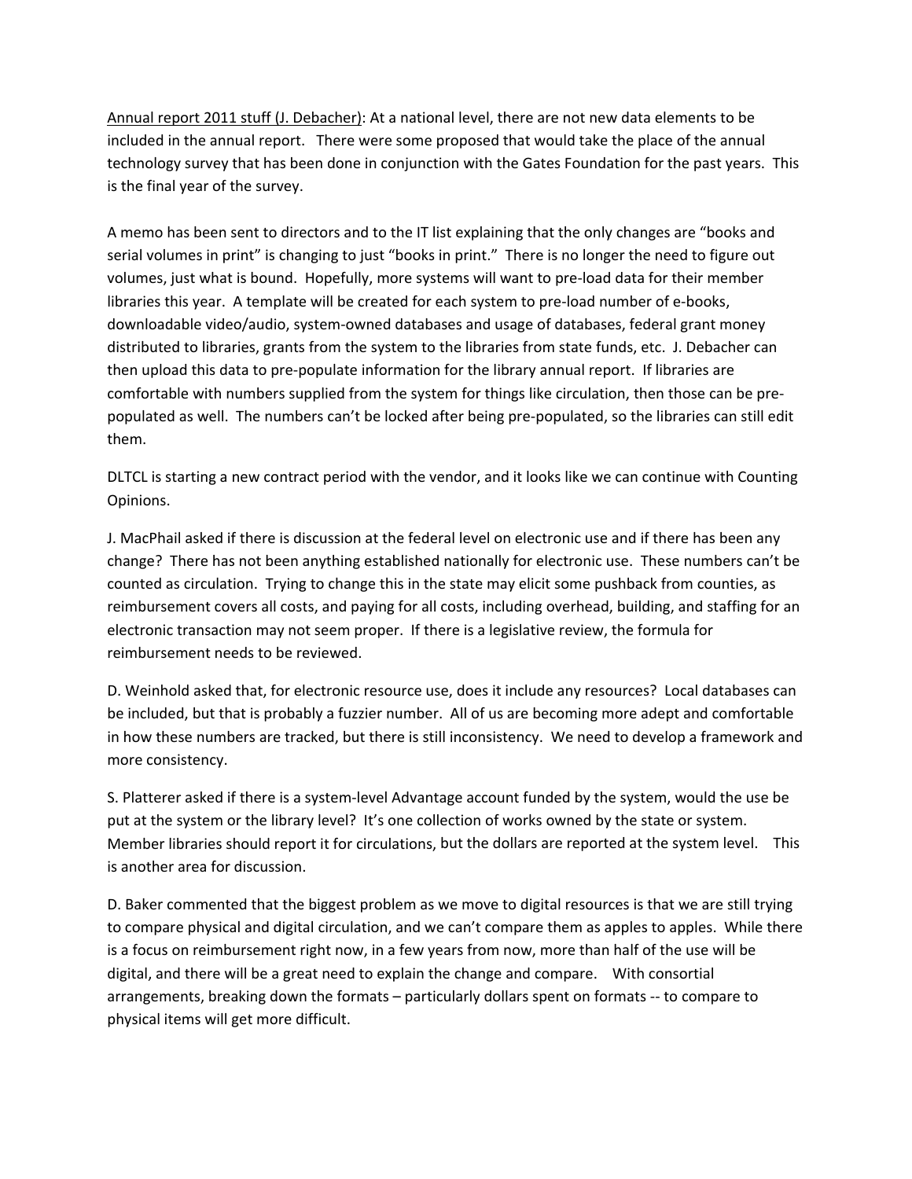<u>Annual report 2011 stuff (J. Debacher)</u>: At a national level, there are not new data elements to be included in the annual report. There were some proposed that would take the place of the annual technology survey that has been done in conjunction with the Gates Foundation for the past years. This is the final year of the survey.

A memo has been sent to directors and to the IT list explaining that the only changes are "books and serial volumes in print" is changing to just "books in print." There is no longer the need to figure out volumes, just what is bound. Hopefully, more systems will want to pre-load data for their member libraries this year. A template will be created for each system to pre-load number of e-books, downloadable video/audio, system-owned databases and usage of databases, federal grant money distributed to libraries, grants from the system to the libraries from state funds, etc. J. Debacher can then upload this data to pre-populate information for the library annual report. If libraries are comfortable with numbers supplied from the system for things like circulation, then those can be pre-populated as well. The numbers can't be locked after being pre-populated, so the libraries can still edit them.

DLTCL is starting a new contract period with the vendor, and it looks like we can continue with Counting Opinions.

J. MacPhail asked if there is discussion at the federal level on electronic use and if there has been any change? There has not been anything established nationally for electronic use. These numbers can't be counted as circulation. Trying to change this in the state may elicit some pushback from counties, as reimbursement covers all costs, and paying for all costs, including overhead, building, and staffing for an electronic transaction may not seem proper. If there is a legislative review, the formula for reimbursement needs to be reviewed.

D. Weinhold asked that, for electronic resource use, does it include any resources? Local databases can be included, but that is probably a fuzzier number. All of us are becoming more adept and comfortable in how these numbers are tracked, but there is still inconsistency. We need to develop a framework and more consistency.

S. Platterer asked if there is a system-level Advantage account funded by the system, would the use be put at the system or the library level? It's one collection of works owned by the state or system. Member libraries should report it for circulations, but the dollars are reported at the system level. This is another area for discussion.

D. Baker commented that the biggest problem as we move to digital resources is that we are still trying to compare physical and digital circulation, and we can't compare them as apples to apples. While there is a focus on reimbursement right now, in a few years from now, more than half of the use will be digital, and there will be a great need to explain the change and compare. With consortial arrangements, breaking down the formats – particularly dollars spent on formats -- to compare to physical items will get more difficult.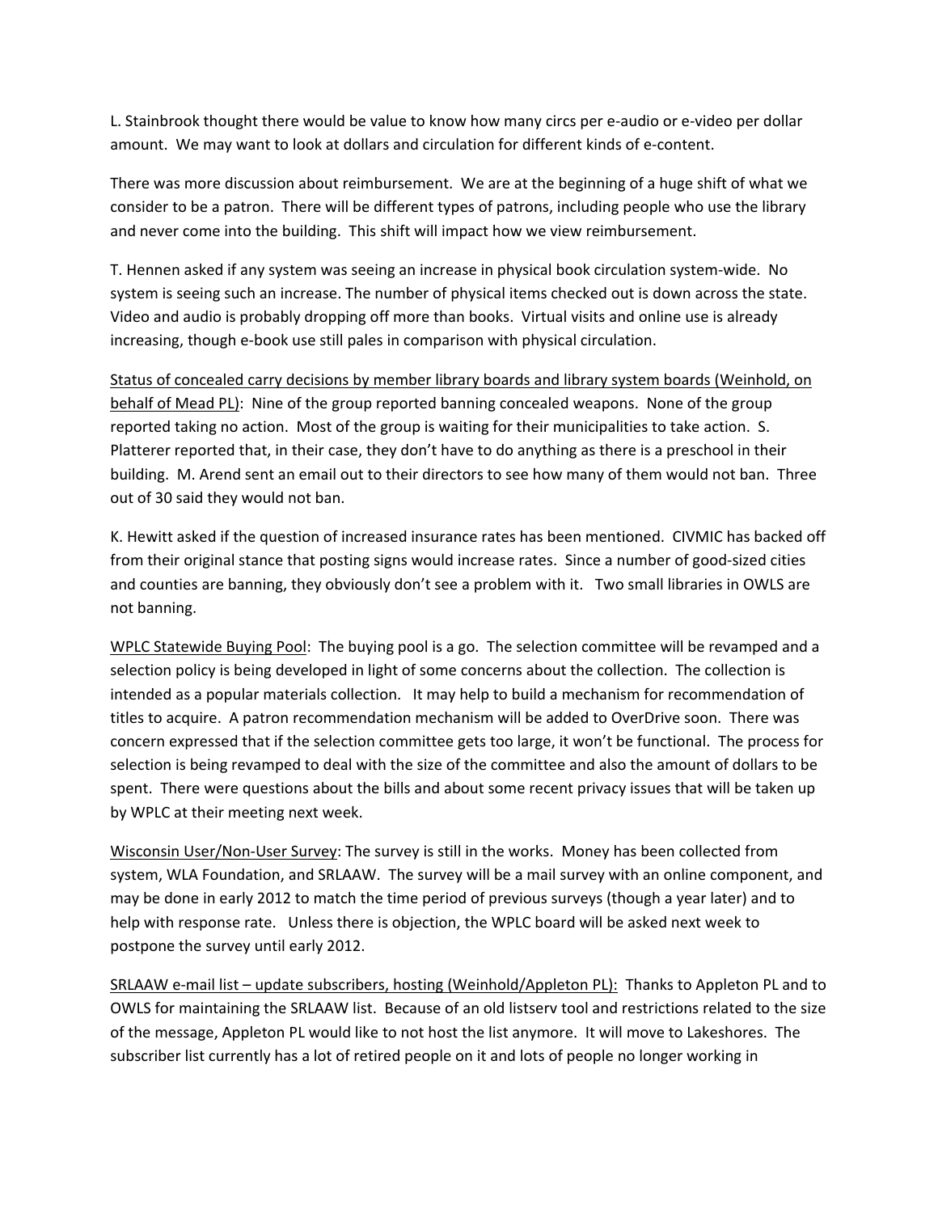L. Stainbrook thought there would be value to know how many circs per e-audio or e-video per dollar amount. We may want to look at dollars and circulation for different kinds of e-content.

There was more discussion about reimbursement. We are at the beginning of a huge shift of what we consider to be a patron. There will be different types of patrons, including people who use the library and never come into the building. This shift will impact how we view reimbursement.

T. Hennen asked if any system was seeing an increase in physical book circulation system-wide. No system is seeing such an increase. The number of physical items checked out is down across the state. Video and audio is probably dropping off more than books. Virtual visits and online use is already increasing, though e-book use still pales in comparison with physical circulation.

<u>Status of concealed carry decisions by member library boards and library system boards (Weinhold, on behalf of Mead PL)</u>: Nine of the group reported banning concealed weapons. None of the group reported taking no action. Most of the group is waiting for their municipalities to take action. S. Platterer reported that, in their case, they don't have to do anything as there is a preschool in their building. M. Arend sent an email out to their directors to see how many of them would not ban. Three out of 30 said they would not ban.

K. Hewitt asked if the question of increased insurance rates has been mentioned. CIVMIC has backed off from their original stance that posting signs would increase rates. Since a number of good-sized cities and counties are banning, they obviously don't see a problem with it. Two small libraries in OWLS are not banning.

<u>WPLC Statewide Buying Pool</u>: The buying pool is a go. The selection committee will be revamped and a selection policy is being developed in light of some concerns about the collection. The collection is intended as a popular materials collection. It may help to build a mechanism for recommendation of titles to acquire. A patron recommendation mechanism will be added to OverDrive soon. There was concern expressed that if the selection committee gets too large, it won't be functional. The process for selection is being revamped to deal with the size of the committee and also the amount of dollars to be spent. There were questions about the bills and about some recent privacy issues that will be taken up by WPLC at their meeting next week.

<u>Wisconsin User/Non-User Survey</u>: The survey is still in the works. Money has been collected from system, WLA Foundation, and SRLAAW. The survey will be a mail survey with an online component, and may be done in early 2012 to match the time period of previous surveys (though a year later) and to help with response rate. Unless there is objection, the WPLC board will be asked next week to postpone the survey until early 2012.

<u>SRLAAW e-mail list – update subscribers, hosting (Weinhold/Appleton PL):</u> Thanks to Appleton PL and to OWLS for maintaining the SRLAAW list. Because of an old listserv tool and restrictions related to the size of the message, Appleton PL would like to not host the list anymore. It will move to Lakeshores. The subscriber list currently has a lot of retired people on it and lots of people no longer working in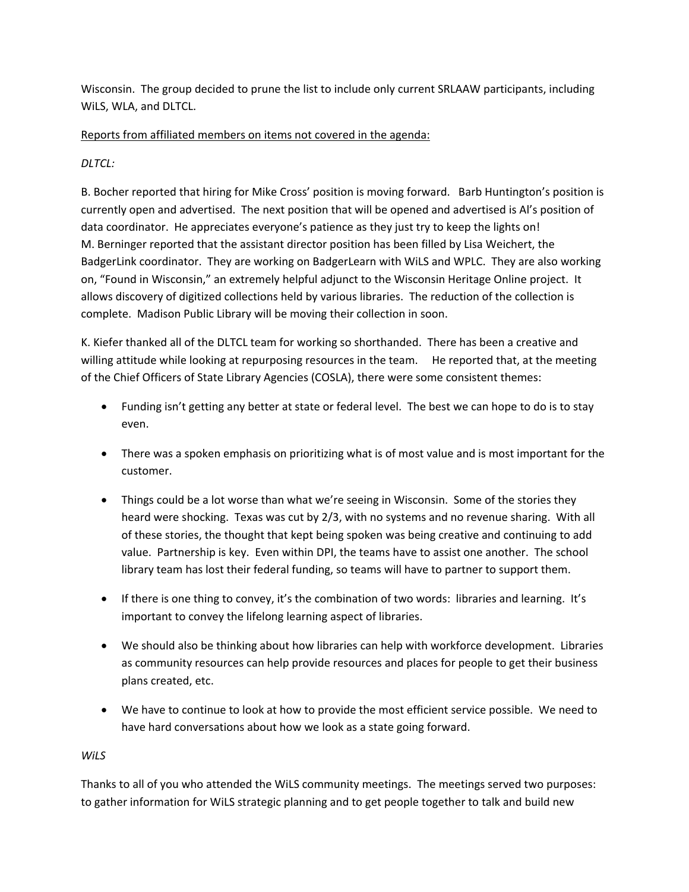Wisconsin. The group decided to prune the list to include only current SRLAAW participants, including WiLS, WLA, and DLTCL.

<u>Reports from affiliated members on items not covered in the agenda:</u>

*DLTCL:*

B. Bocher reported that hiring for Mike Cross' position is moving forward. Barb Huntington's position is currently open and advertised. The next position that will be opened and advertised is Al's position of data coordinator. He appreciates everyone's patience as they just try to keep the lights on!
M. Berninger reported that the assistant director position has been filled by Lisa Weichert, the BadgerLink coordinator. They are working on BadgerLearn with WiLS and WPLC. They are also working on, "Found in Wisconsin," an extremely helpful adjunct to the Wisconsin Heritage Online project. It allows discovery of digitized collections held by various libraries. The reduction of the collection is complete. Madison Public Library will be moving their collection in soon.

K. Kiefer thanked all of the DLTCL team for working so shorthanded. There has been a creative and willing attitude while looking at repurposing resources in the team. He reported that, at the meeting of the Chief Officers of State Library Agencies (COSLA), there were some consistent themes:

- Funding isn't getting any better at state or federal level. The best we can hope to do is to stay even.
- There was a spoken emphasis on prioritizing what is of most value and is most important for the customer.
- Things could be a lot worse than what we're seeing in Wisconsin. Some of the stories they heard were shocking. Texas was cut by 2/3, with no systems and no revenue sharing. With all of these stories, the thought that kept being spoken was being creative and continuing to add value. Partnership is key. Even within DPI, the teams have to assist one another. The school library team has lost their federal funding, so teams will have to partner to support them.
- If there is one thing to convey, it's the combination of two words: libraries and learning. It's important to convey the lifelong learning aspect of libraries.
- We should also be thinking about how libraries can help with workforce development. Libraries as community resources can help provide resources and places for people to get their business plans created, etc.
- We have to continue to look at how to provide the most efficient service possible. We need to have hard conversations about how we look as a state going forward.

*WiLS*

Thanks to all of you who attended the WiLS community meetings. The meetings served two purposes: to gather information for WiLS strategic planning and to get people together to talk and build new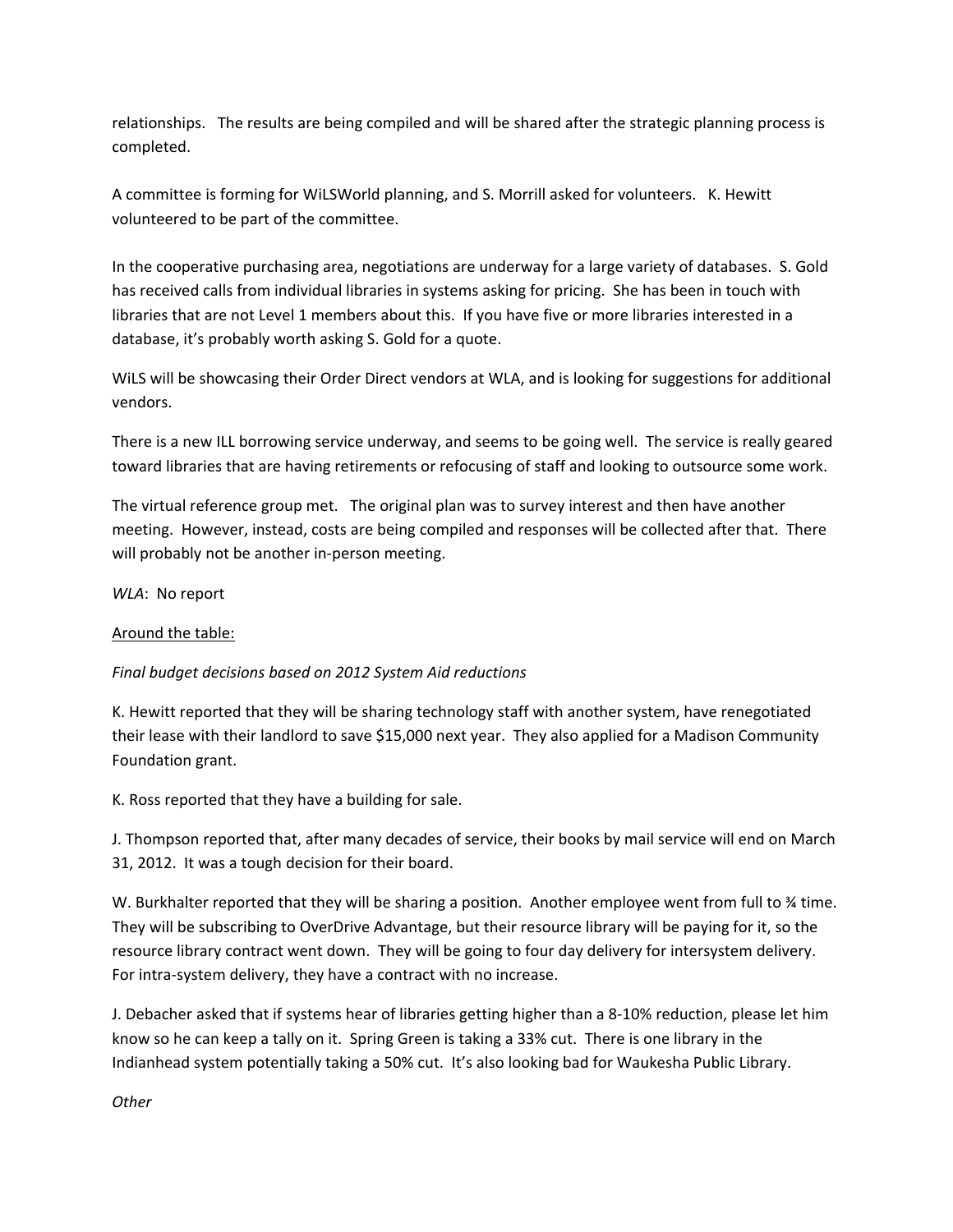relationships. The results are being compiled and will be shared after the strategic planning process is completed.

A committee is forming for WiLSWorld planning, and S. Morrill asked for volunteers. K. Hewitt volunteered to be part of the committee.

In the cooperative purchasing area, negotiations are underway for a large variety of databases. S. Gold has received calls from individual libraries in systems asking for pricing. She has been in touch with libraries that are not Level 1 members about this. If you have five or more libraries interested in a database, it's probably worth asking S. Gold for a quote.

WiLS will be showcasing their Order Direct vendors at WLA, and is looking for suggestions for additional vendors.

There is a new ILL borrowing service underway, and seems to be going well. The service is really geared toward libraries that are having retirements or refocusing of staff and looking to outsource some work.

The virtual reference group met. The original plan was to survey interest and then have another meeting. However, instead, costs are being compiled and responses will be collected after that. There will probably not be another in-person meeting.

*WLA*: No report

<u>Around the table:</u>

*Final budget decisions based on 2012 System Aid reductions*

K. Hewitt reported that they will be sharing technology staff with another system, have renegotiated their lease with their landlord to save $15,000 next year. They also applied for a Madison Community Foundation grant.

K. Ross reported that they have a building for sale.

J. Thompson reported that, after many decades of service, their books by mail service will end on March 31, 2012. It was a tough decision for their board.

W. Burkhalter reported that they will be sharing a position. Another employee went from full to ¾ time. They will be subscribing to OverDrive Advantage, but their resource library will be paying for it, so the resource library contract went down. They will be going to four day delivery for intersystem delivery. For intra-system delivery, they have a contract with no increase.

J. Debacher asked that if systems hear of libraries getting higher than a 8-10% reduction, please let him know so he can keep a tally on it. Spring Green is taking a 33% cut. There is one library in the Indianhead system potentially taking a 50% cut. It's also looking bad for Waukesha Public Library.

*Other*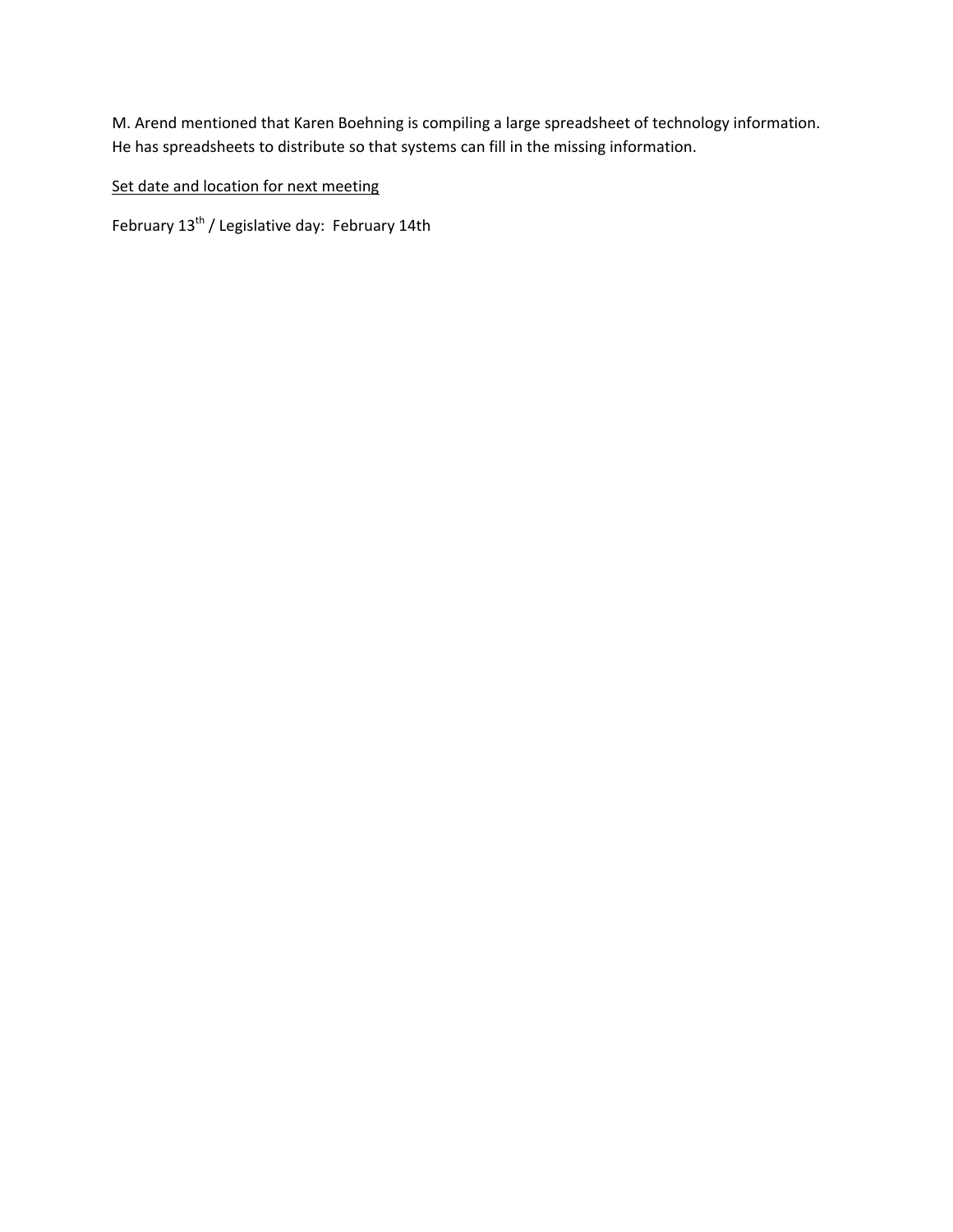M. Arend mentioned that Karen Boehning is compiling a large spreadsheet of technology information. He has spreadsheets to distribute so that systems can fill in the missing information.

<u>Set date and location for next meeting</u>

February 13th / Legislative day: February 14th